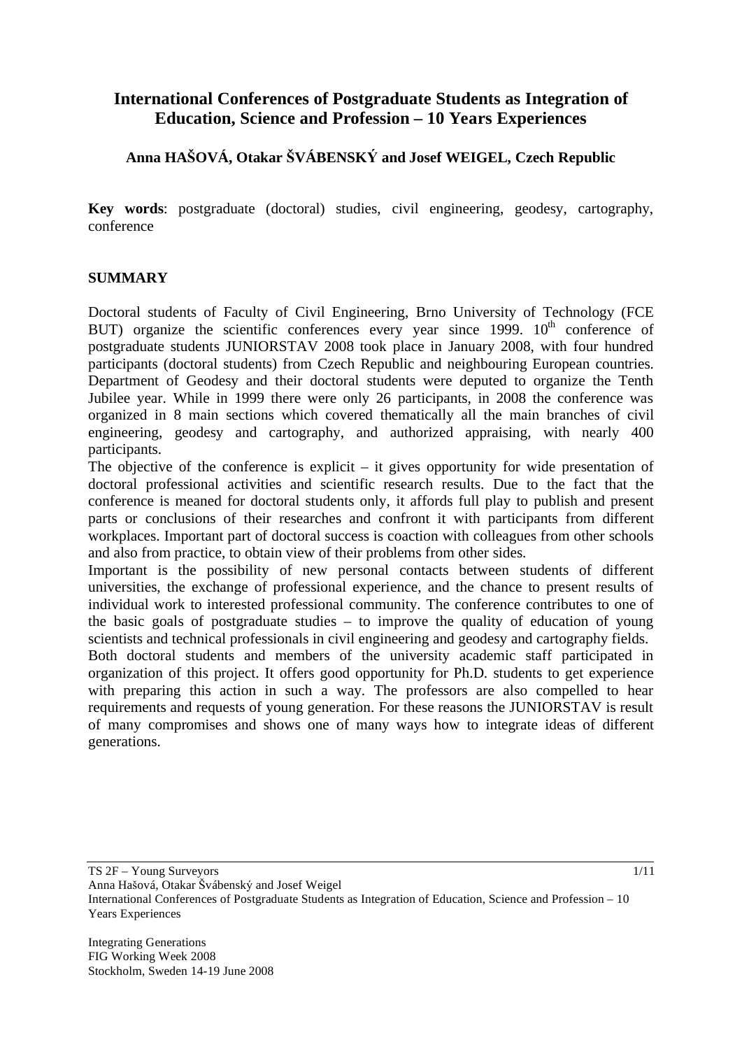# International Conferences of Postgraduate Students as Integration of Education, Science and Profession – 10 Years Experiences

**Anna HAŠOVÁ, Otakar ŠVÁBENSKÝ and Josef WEIGEL, Czech Republic**

**Key words**: postgraduate (doctoral) studies, civil engineering, geodesy, cartography, conference

## SUMMARY

Doctoral students of Faculty of Civil Engineering, Brno University of Technology (FCE BUT) organize the scientific conferences every year since 1999. 10th conference of postgraduate students JUNIORSTAV 2008 took place in January 2008, with four hundred participants (doctoral students) from Czech Republic and neighbouring European countries. Department of Geodesy and their doctoral students were deputed to organize the Tenth Jubilee year. While in 1999 there were only 26 participants, in 2008 the conference was organized in 8 main sections which covered thematically all the main branches of civil engineering, geodesy and cartography, and authorized appraising, with nearly 400 participants.

The objective of the conference is explicit – it gives opportunity for wide presentation of doctoral professional activities and scientific research results. Due to the fact that the conference is meaned for doctoral students only, it affords full play to publish and present parts or conclusions of their researches and confront it with participants from different workplaces. Important part of doctoral success is coaction with colleagues from other schools and also from practice, to obtain view of their problems from other sides.

Important is the possibility of new personal contacts between students of different universities, the exchange of professional experience, and the chance to present results of individual work to interested professional community. The conference contributes to one of the basic goals of postgraduate studies – to improve the quality of education of young scientists and technical professionals in civil engineering and geodesy and cartography fields.

Both doctoral students and members of the university academic staff participated in organization of this project. It offers good opportunity for Ph.D. students to get experience with preparing this action in such a way. The professors are also compelled to hear requirements and requests of young generation. For these reasons the JUNIORSTAV is result of many compromises and shows one of many ways how to integrate ideas of different generations.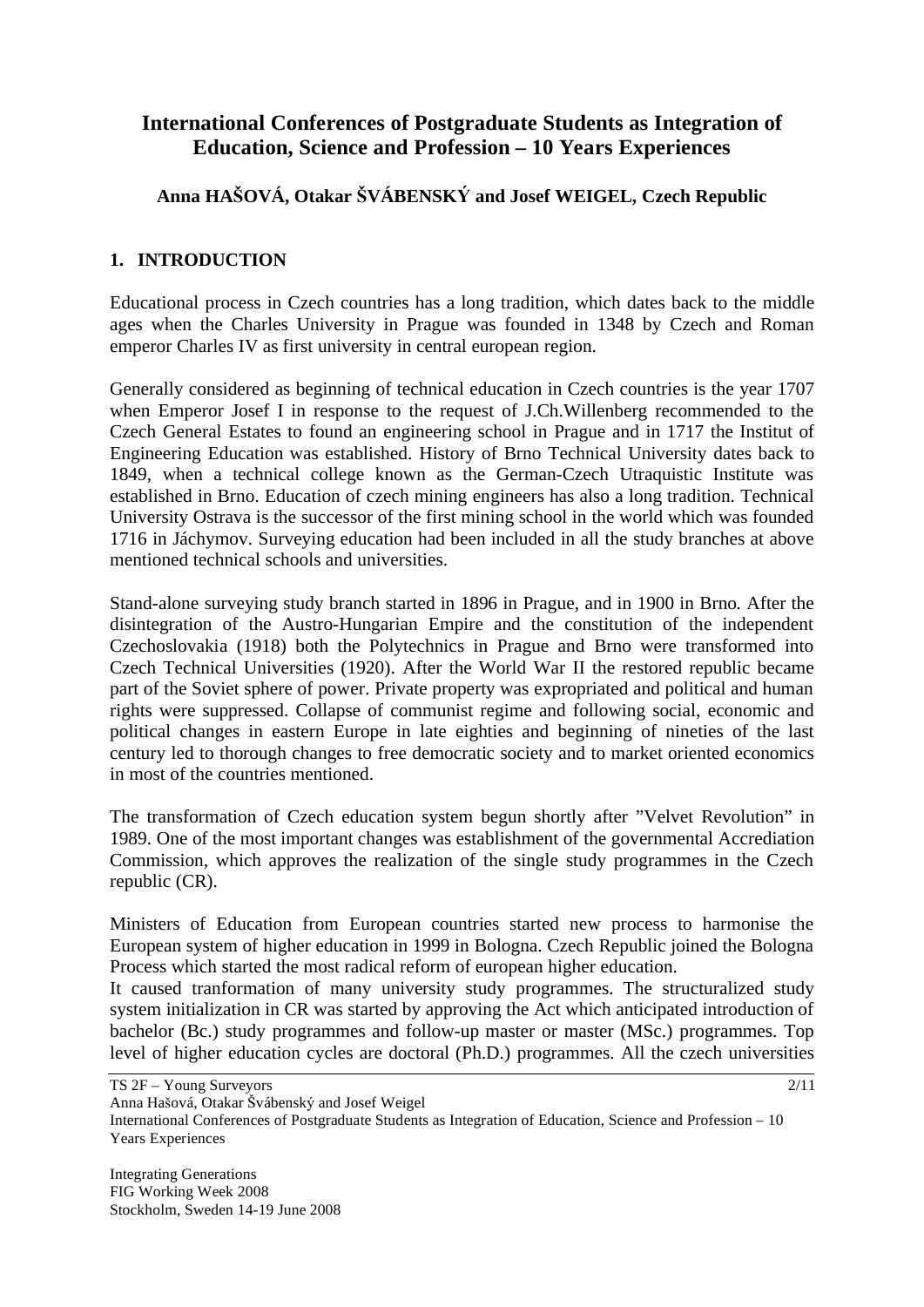# International Conferences of Postgraduate Students as Integration of Education, Science and Profession – 10 Years Experiences

**Anna HAŠOVÁ, Otakar ŠVÁBENSKÝ and Josef WEIGEL, Czech Republic**

## 1. INTRODUCTION

Educational process in Czech countries has a long tradition, which dates back to the middle ages when the Charles University in Prague was founded in 1348 by Czech and Roman emperor Charles IV as first university in central european region.

Generally considered as beginning of technical education in Czech countries is the year 1707 when Emperor Josef I in response to the request of J.Ch.Willenberg recommended to the Czech General Estates to found an engineering school in Prague and in 1717 the Institut of Engineering Education was established. History of Brno Technical University dates back to 1849, when a technical college known as the German-Czech Utraquistic Institute was established in Brno. Education of czech mining engineers has also a long tradition. Technical University Ostrava is the successor of the first mining school in the world which was founded 1716 in Jáchymov. Surveying education had been included in all the study branches at above mentioned technical schools and universities.

Stand-alone surveying study branch started in 1896 in Prague, and in 1900 in Brno. After the disintegration of the Austro-Hungarian Empire and the constitution of the independent Czechoslovakia (1918) both the Polytechnics in Prague and Brno were transformed into Czech Technical Universities (1920). After the World War II the restored republic became part of the Soviet sphere of power. Private property was expropriated and political and human rights were suppressed. Collapse of communist regime and following social, economic and political changes in eastern Europe in late eighties and beginning of nineties of the last century led to thorough changes to free democratic society and to market oriented economics in most of the countries mentioned.

The transformation of Czech education system begun shortly after "Velvet Revolution" in 1989. One of the most important changes was establishment of the governmental Accrediation Commission, which approves the realization of the single study programmes in the Czech republic (CR).

Ministers of Education from European countries started new process to harmonise the European system of higher education in 1999 in Bologna. Czech Republic joined the Bologna Process which started the most radical reform of european higher education.
It caused tranformation of many university study programmes. The structuralized study system initialization in CR was started by approving the Act which anticipated introduction of bachelor (Bc.) study programmes and follow-up master or master (MSc.) programmes. Top level of higher education cycles are doctoral (Ph.D.) programmes. All the czech universities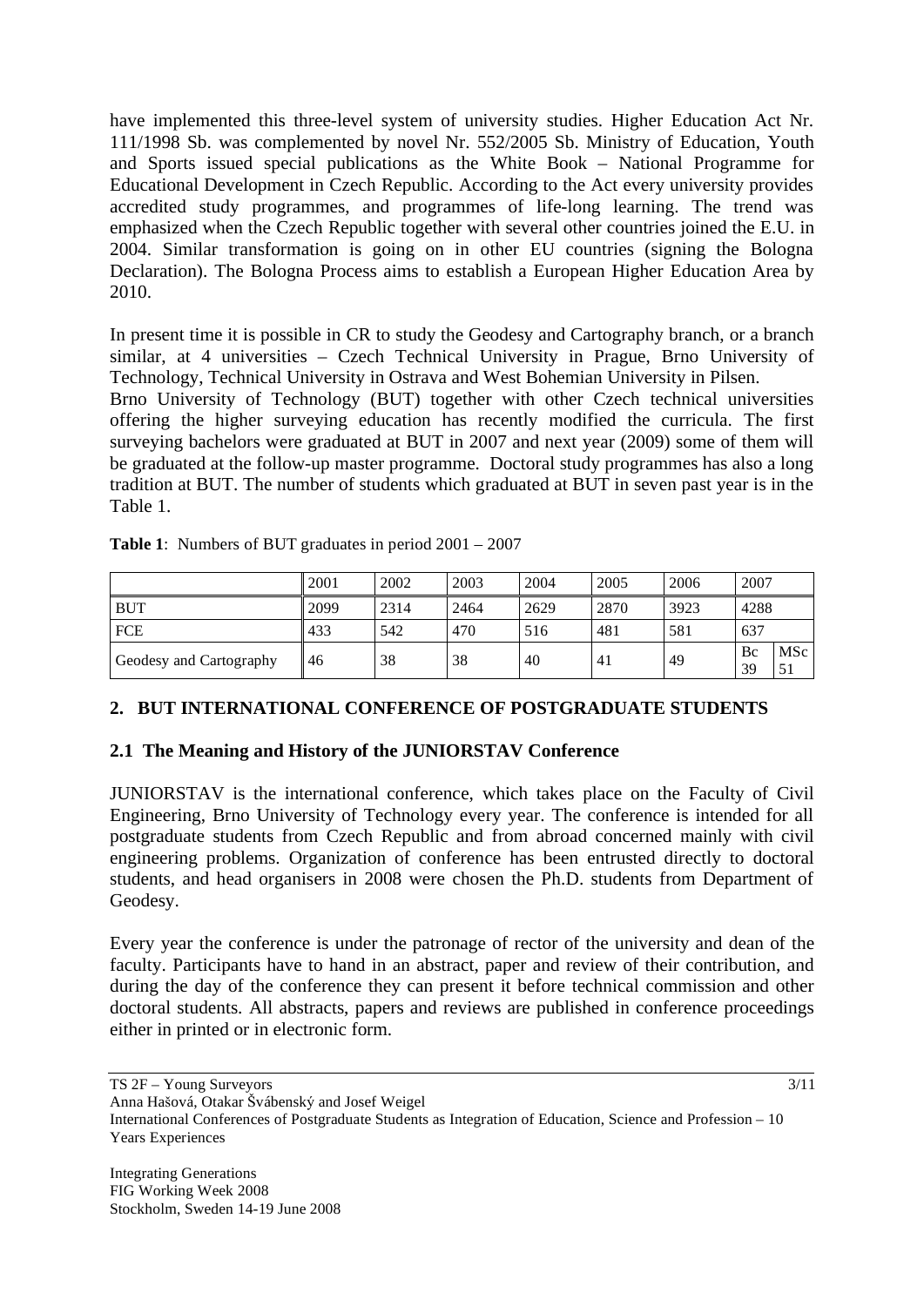have implemented this three-level system of university studies. Higher Education Act Nr. 111/1998 Sb. was complemented by novel Nr. 552/2005 Sb. Ministry of Education, Youth and Sports issued special publications as the White Book – National Programme for Educational Development in Czech Republic. According to the Act every university provides accredited study programmes, and programmes of life-long learning. The trend was emphasized when the Czech Republic together with several other countries joined the E.U. in 2004. Similar transformation is going on in other EU countries (signing the Bologna Declaration). The Bologna Process aims to establish a European Higher Education Area by 2010.

In present time it is possible in CR to study the Geodesy and Cartography branch, or a branch similar, at 4 universities – Czech Technical University in Prague, Brno University of Technology, Technical University in Ostrava and West Bohemian University in Pilsen.
Brno University of Technology (BUT) together with other Czech technical universities offering the higher surveying education has recently modified the curricula. The first surveying bachelors were graduated at BUT in 2007 and next year (2009) some of them will be graduated at the follow-up master programme. Doctoral study programmes has also a long tradition at BUT. The number of students which graduated at BUT in seven past year is in the Table 1.

**Table 1**: Numbers of BUT graduates in period 2001 – 2007

| | 2001 | 2002 | 2003 | 2004 | 2005 | 2006 | 2007 | |
|---|---|---|---|---|---|---|---|---|
| BUT | 2099 | 2314 | 2464 | 2629 | 2870 | 3923 | 4288 | |
| FCE | 433 | 542 | 470 | 516 | 481 | 581 | 637 | |
| Geodesy and Cartography | 46 | 38 | 38 | 40 | 41 | 49 | Bc 39 | MSc 51 |

## 2. BUT INTERNATIONAL CONFERENCE OF POSTGRADUATE STUDENTS

### 2.1 The Meaning and History of the JUNIORSTAV Conference

JUNIORSTAV is the international conference, which takes place on the Faculty of Civil Engineering, Brno University of Technology every year. The conference is intended for all postgraduate students from Czech Republic and from abroad concerned mainly with civil engineering problems. Organization of conference has been entrusted directly to doctoral students, and head organisers in 2008 were chosen the Ph.D. students from Department of Geodesy.

Every year the conference is under the patronage of rector of the university and dean of the faculty. Participants have to hand in an abstract, paper and review of their contribution, and during the day of the conference they can present it before technical commission and other doctoral students. All abstracts, papers and reviews are published in conference proceedings either in printed or in electronic form.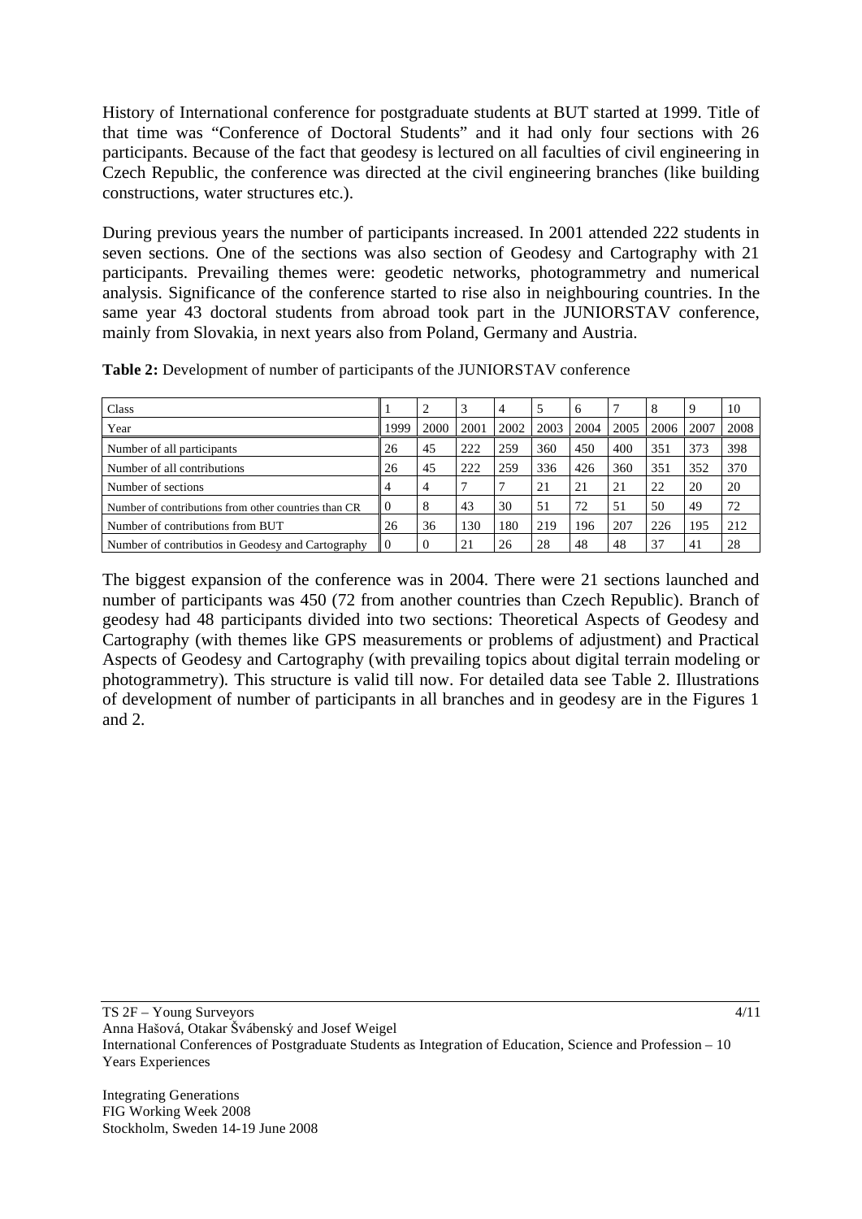History of International conference for postgraduate students at BUT started at 1999. Title of that time was "Conference of Doctoral Students" and it had only four sections with 26 participants. Because of the fact that geodesy is lectured on all faculties of civil engineering in Czech Republic, the conference was directed at the civil engineering branches (like building constructions, water structures etc.).

During previous years the number of participants increased. In 2001 attended 222 students in seven sections. One of the sections was also section of Geodesy and Cartography with 21 participants. Prevailing themes were: geodetic networks, photogrammetry and numerical analysis. Significance of the conference started to rise also in neighbouring countries. In the same year 43 doctoral students from abroad took part in the JUNIORSTAV conference, mainly from Slovakia, in next years also from Poland, Germany and Austria.

**Table 2:** Development of number of participants of the JUNIORSTAV conference

| Class | 1 | 2 | 3 | 4 | 5 | 6 | 7 | 8 | 9 | 10 |
|---|---|---|---|---|---|---|---|---|---|---|
| Year | 1999 | 2000 | 2001 | 2002 | 2003 | 2004 | 2005 | 2006 | 2007 | 2008 |
| Number of all participants | 26 | 45 | 222 | 259 | 360 | 450 | 400 | 351 | 373 | 398 |
| Number of all contributions | 26 | 45 | 222 | 259 | 336 | 426 | 360 | 351 | 352 | 370 |
| Number of sections | 4 | 4 | 7 | 7 | 21 | 21 | 21 | 22 | 20 | 20 |
| Number of contributions from other countries than CR | 0 | 8 | 43 | 30 | 51 | 72 | 51 | 50 | 49 | 72 |
| Number of contributions from BUT | 26 | 36 | 130 | 180 | 219 | 196 | 207 | 226 | 195 | 212 |
| Number of contributibus in Geodesy and Cartography | 0 | 0 | 21 | 26 | 28 | 48 | 48 | 37 | 41 | 28 |

The biggest expansion of the conference was in 2004. There were 21 sections launched and number of participants was 450 (72 from another countries than Czech Republic). Branch of geodesy had 48 participants divided into two sections: Theoretical Aspects of Geodesy and Cartography (with themes like GPS measurements or problems of adjustment) and Practical Aspects of Geodesy and Cartography (with prevailing topics about digital terrain modeling or photogrammetry). This structure is valid till now. For detailed data see Table 2. Illustrations of development of number of participants in all branches and in geodesy are in the Figures 1 and 2.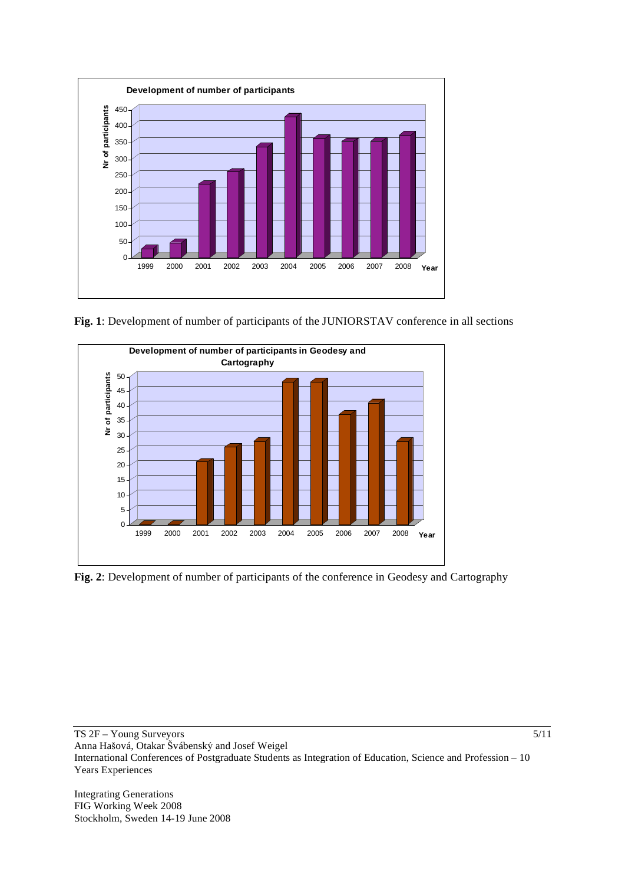**Fig. 1**: Development of number of participants of the JUNIORSTAV conference in all sections

**Fig. 2**: Development of number of participants of the conference in Geodesy and Cartography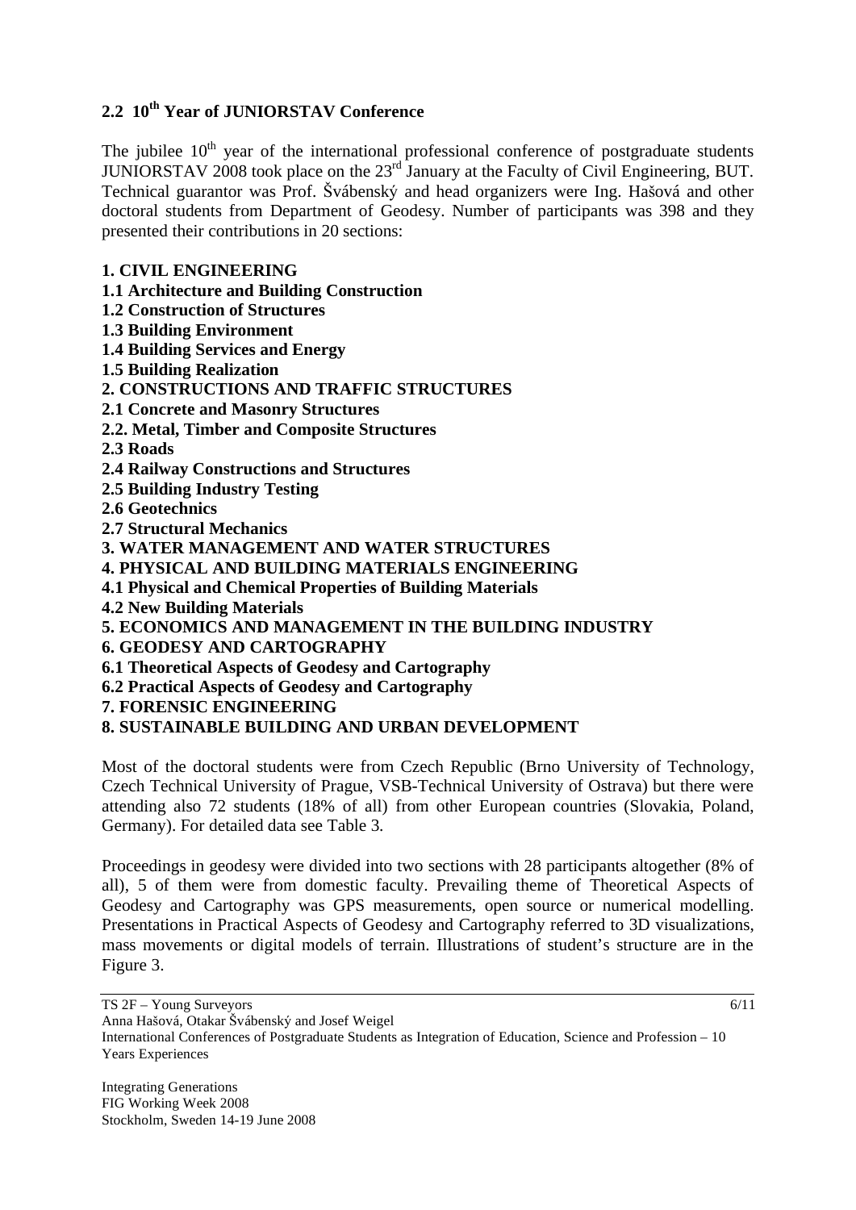## 2.2 10th Year of JUNIORSTAV Conference

The jubilee 10th year of the international professional conference of postgraduate students JUNIORSTAV 2008 took place on the 23rd January at the Faculty of Civil Engineering, BUT. Technical guarantor was Prof. Švábenský and head organizers were Ing. Hašová and other doctoral students from Department of Geodesy. Number of participants was 398 and they presented their contributions in 20 sections:

**1. CIVIL ENGINEERING**
**1.1 Architecture and Building Construction**
**1.2 Construction of Structures**
**1.3 Building Environment**
**1.4 Building Services and Energy**
**1.5 Building Realization**
**2. CONSTRUCTIONS AND TRAFFIC STRUCTURES**
**2.1 Concrete and Masonry Structures**
**2.2. Metal, Timber and Composite Structures**
**2.3 Roads**
**2.4 Railway Constructions and Structures**
**2.5 Building Industry Testing**
**2.6 Geotechnics**
**2.7 Structural Mechanics**
**3. WATER MANAGEMENT AND WATER STRUCTURES**
**4. PHYSICAL AND BUILDING MATERIALS ENGINEERING**
**4.1 Physical and Chemical Properties of Building Materials**
**4.2 New Building Materials**
**5. ECONOMICS AND MANAGEMENT IN THE BUILDING INDUSTRY**
**6. GEODESY AND CARTOGRAPHY**
**6.1 Theoretical Aspects of Geodesy and Cartography**
**6.2 Practical Aspects of Geodesy and Cartography**
**7. FORENSIC ENGINEERING**
**8. SUSTAINABLE BUILDING AND URBAN DEVELOPMENT**

Most of the doctoral students were from Czech Republic (Brno University of Technology, Czech Technical University of Prague, VSB-Technical University of Ostrava) but there were attending also 72 students (18% of all) from other European countries (Slovakia, Poland, Germany). For detailed data see Table 3.

Proceedings in geodesy were divided into two sections with 28 participants altogether (8% of all), 5 of them were from domestic faculty. Prevailing theme of Theoretical Aspects of Geodesy and Cartography was GPS measurements, open source or numerical modelling. Presentations in Practical Aspects of Geodesy and Cartography referred to 3D visualizations, mass movements or digital models of terrain. Illustrations of student's structure are in the Figure 3.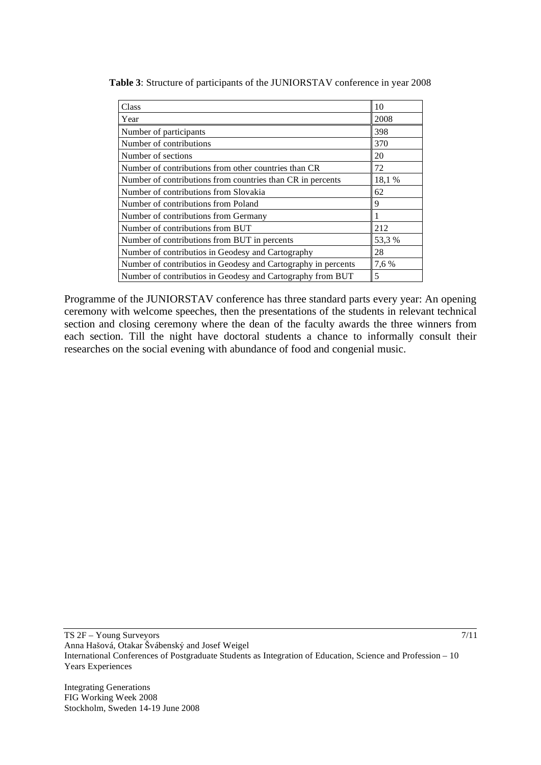**Table 3**: Structure of participants of the JUNIORSTAV conference in year 2008

| Class | 10 |
|---|---|
| Year | 2008 |
| Number of participants | 398 |
| Number of contributions | 370 |
| Number of sections | 20 |
| Number of contributions from other countries than CR | 72 |
| Number of contributions from countries than CR in percents | 18,1 % |
| Number of contributions from Slovakia | 62 |
| Number of contributions from Poland | 9 |
| Number of contributions from Germany | 1 |
| Number of contributions from BUT | 212 |
| Number of contributions from BUT in percents | 53,3 % |
| Number of contributios in Geodesy and Cartography | 28 |
| Number of contributios in Geodesy and Cartography in percents | 7,6 % |
| Number of contributios in Geodesy and Cartography from BUT | 5 |

Programme of the JUNIORSTAV conference has three standard parts every year: An opening ceremony with welcome speeches, then the presentations of the students in relevant technical section and closing ceremony where the dean of the faculty awards the three winners from each section. Till the night have doctoral students a chance to informally consult their researches on the social evening with abundance of food and congenial music.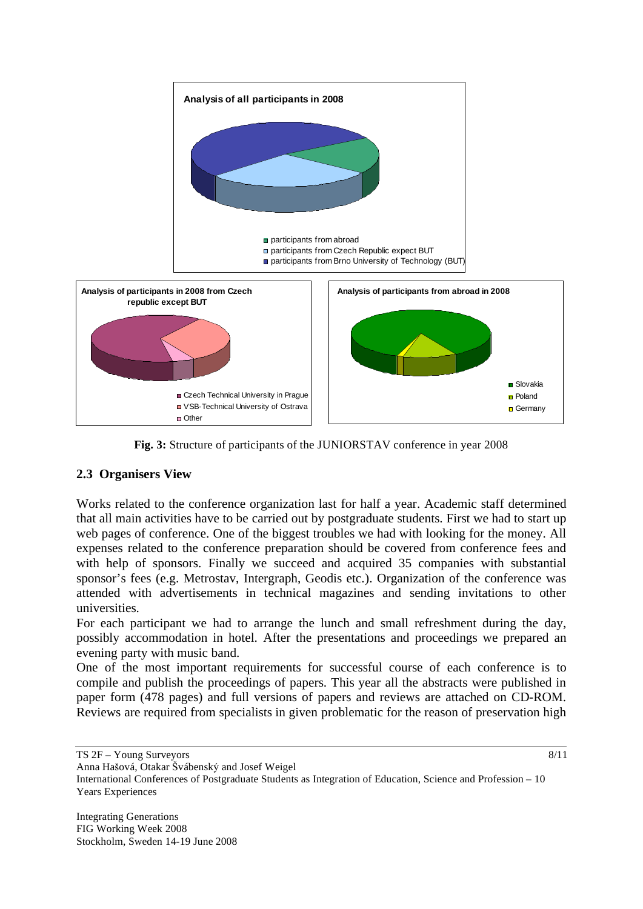**Analysis of all participants in 2008**

- participants from abroad
- participants from Czech Republic expect BUT
- participants from Brno University of Technology (BUT)

**Analysis of participants in 2008 from Czech republic except BUT**

- Czech Technical University in Prague
- VSB-Technical University of Ostrava
- Other

**Analysis of participants from abroad in 2008**

- Slovakia
- Poland
- Germany

**Fig. 3:** Structure of participants of the JUNIORSTAV conference in year 2008

## 2.3 Organisers View

Works related to the conference organization last for half a year. Academic staff determined that all main activities have to be carried out by postgraduate students. First we had to start up web pages of conference. One of the biggest troubles we had with looking for the money. All expenses related to the conference preparation should be covered from conference fees and with help of sponsors. Finally we succeed and acquired 35 companies with substantial sponsor's fees (e.g. Metrostav, Intergraph, Geodis etc.). Organization of the conference was attended with advertisements in technical magazines and sending invitations to other universities.

For each participant we had to arrange the lunch and small refreshment during the day, possibly accommodation in hotel. After the presentations and proceedings we prepared an evening party with music band.

One of the most important requirements for successful course of each conference is to compile and publish the proceedings of papers. This year all the abstracts were published in paper form (478 pages) and full versions of papers and reviews are attached on CD-ROM. Reviews are required from specialists in given problematic for the reason of preservation high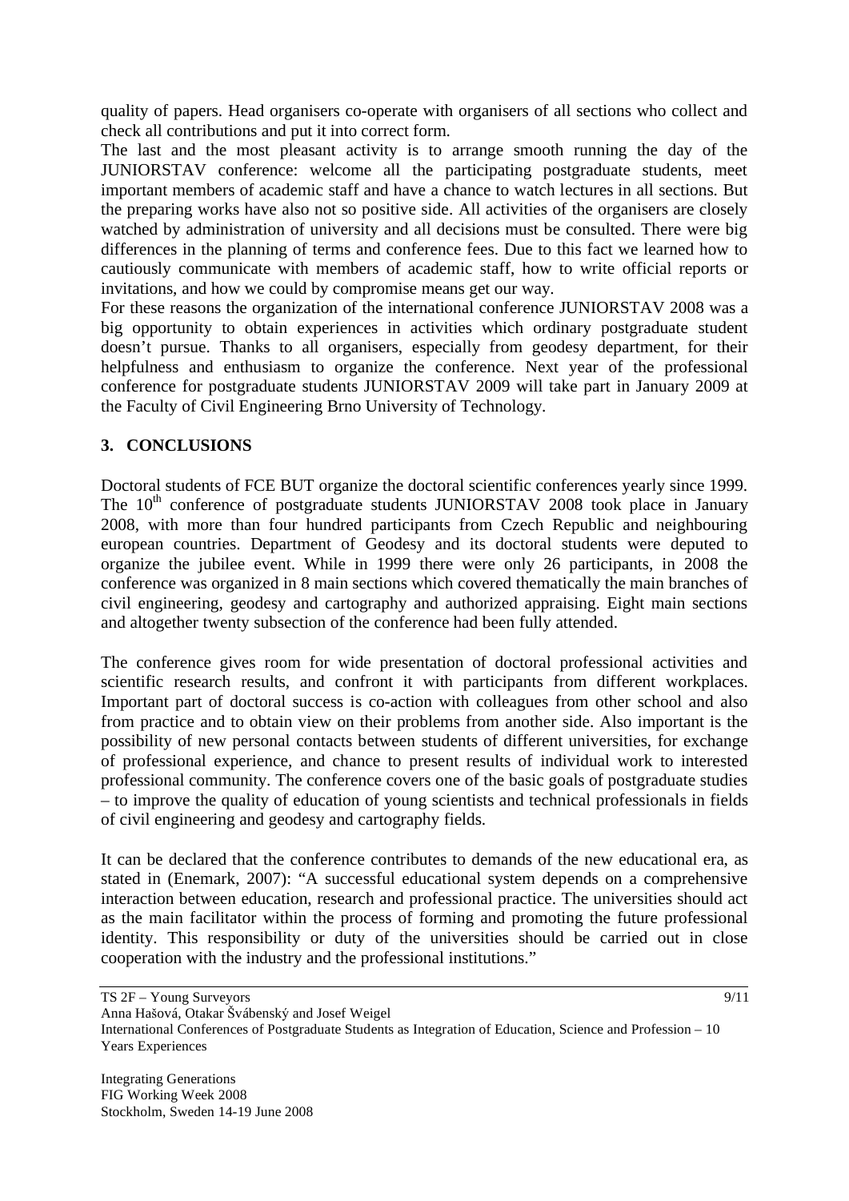quality of papers. Head organisers co-operate with organisers of all sections who collect and check all contributions and put it into correct form.

The last and the most pleasant activity is to arrange smooth running the day of the JUNIORSTAV conference: welcome all the participating postgraduate students, meet important members of academic staff and have a chance to watch lectures in all sections. But the preparing works have also not so positive side. All activities of the organisers are closely watched by administration of university and all decisions must be consulted. There were big differences in the planning of terms and conference fees. Due to this fact we learned how to cautiously communicate with members of academic staff, how to write official reports or invitations, and how we could by compromise means get our way.

For these reasons the organization of the international conference JUNIORSTAV 2008 was a big opportunity to obtain experiences in activities which ordinary postgraduate student doesn't pursue. Thanks to all organisers, especially from geodesy department, for their helpfulness and enthusiasm to organize the conference. Next year of the professional conference for postgraduate students JUNIORSTAV 2009 will take part in January 2009 at the Faculty of Civil Engineering Brno University of Technology.

## 3. CONCLUSIONS

Doctoral students of FCE BUT organize the doctoral scientific conferences yearly since 1999. The 10th conference of postgraduate students JUNIORSTAV 2008 took place in January 2008, with more than four hundred participants from Czech Republic and neighbouring european countries. Department of Geodesy and its doctoral students were deputed to organize the jubilee event. While in 1999 there were only 26 participants, in 2008 the conference was organized in 8 main sections which covered thematically the main branches of civil engineering, geodesy and cartography and authorized appraising. Eight main sections and altogether twenty subsection of the conference had been fully attended.

The conference gives room for wide presentation of doctoral professional activities and scientific research results, and confront it with participants from different workplaces. Important part of doctoral success is co-action with colleagues from other school and also from practice and to obtain view on their problems from another side. Also important is the possibility of new personal contacts between students of different universities, for exchange of professional experience, and chance to present results of individual work to interested professional community. The conference covers one of the basic goals of postgraduate studies – to improve the quality of education of young scientists and technical professionals in fields of civil engineering and geodesy and cartography fields.

It can be declared that the conference contributes to demands of the new educational era, as stated in (Enemark, 2007): "A successful educational system depends on a comprehensive interaction between education, research and professional practice. The universities should act as the main facilitator within the process of forming and promoting the future professional identity. This responsibility or duty of the universities should be carried out in close cooperation with the industry and the professional institutions."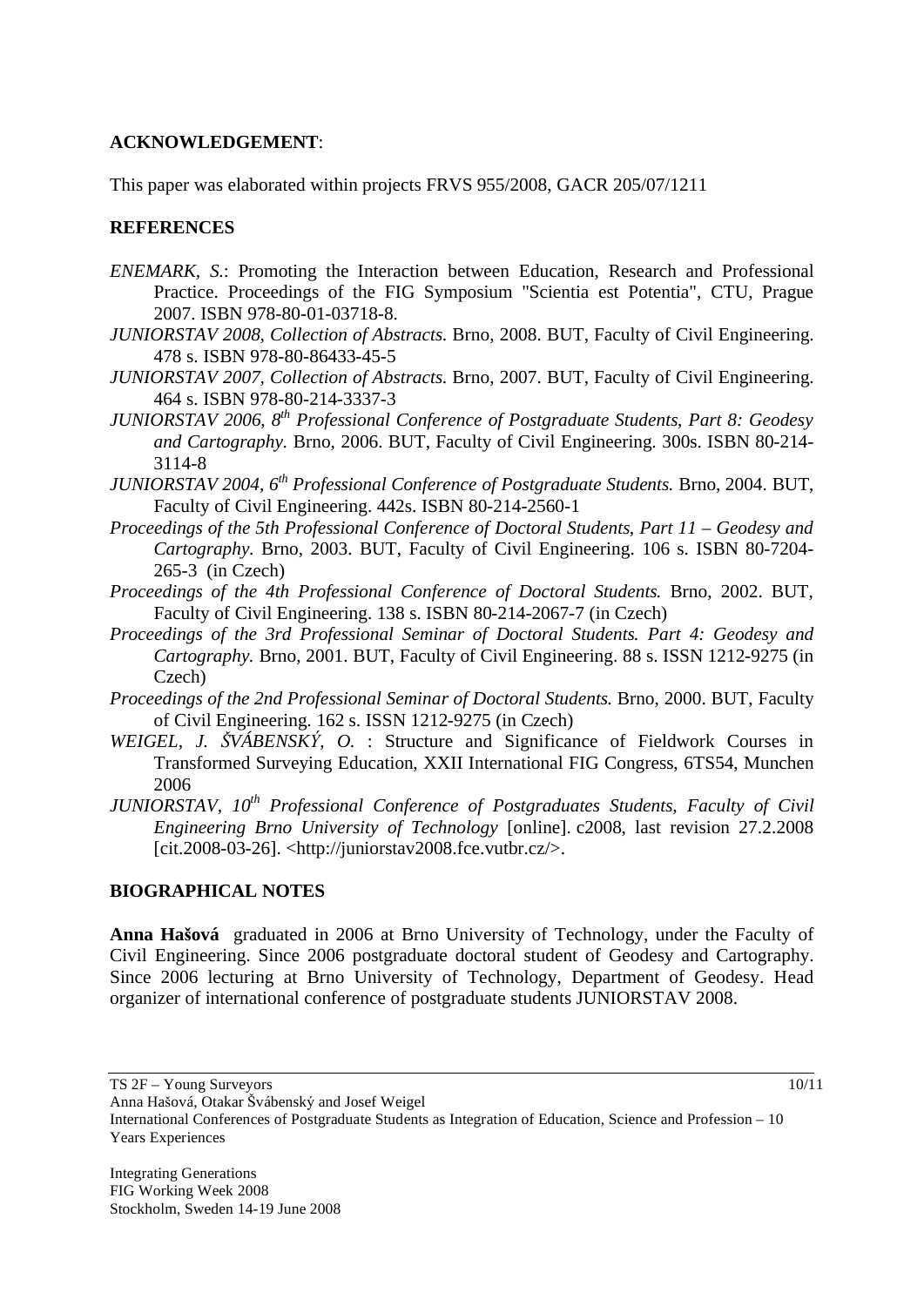**ACKNOWLEDGEMENT**:

This paper was elaborated within projects FRVS 955/2008, GACR 205/07/1211

**REFERENCES**

*ENEMARK, S.*: Promoting the Interaction between Education, Research and Professional Practice. Proceedings of the FIG Symposium "Scientia est Potentia", CTU, Prague 2007. ISBN 978-80-01-03718-8.

*JUNIORSTAV 2008, Collection of Abstracts.* Brno, 2008. BUT, Faculty of Civil Engineering. 478 s. ISBN 978-80-86433-45-5

*JUNIORSTAV 2007, Collection of Abstracts.* Brno, 2007. BUT, Faculty of Civil Engineering. 464 s. ISBN 978-80-214-3337-3

*JUNIORSTAV 2006, 8th Professional Conference of Postgraduate Students, Part 8: Geodesy and Cartography.* Brno, 2006. BUT, Faculty of Civil Engineering. 300s. ISBN 80-214-3114-8

*JUNIORSTAV 2004, 6th Professional Conference of Postgraduate Students.* Brno, 2004. BUT, Faculty of Civil Engineering. 442s. ISBN 80-214-2560-1

*Proceedings of the 5th Professional Conference of Doctoral Students, Part 11 – Geodesy and Cartography.* Brno, 2003. BUT, Faculty of Civil Engineering. 106 s. ISBN 80-7204-265-3 (in Czech)

*Proceedings of the 4th Professional Conference of Doctoral Students.* Brno, 2002. BUT, Faculty of Civil Engineering. 138 s. ISBN 80-214-2067-7 (in Czech)

*Proceedings of the 3rd Professional Seminar of Doctoral Students. Part 4: Geodesy and Cartography.* Brno, 2001. BUT, Faculty of Civil Engineering. 88 s. ISSN 1212-9275 (in Czech)

*Proceedings of the 2nd Professional Seminar of Doctoral Students.* Brno, 2000. BUT, Faculty of Civil Engineering. 162 s. ISSN 1212-9275 (in Czech)

*WEIGEL, J. ŠVÁBENSKÝ, O.* : Structure and Significance of Fieldwork Courses in Transformed Surveying Education, XXII International FIG Congress, 6TS54, Munchen 2006

*JUNIORSTAV, 10th Professional Conference of Postgraduates Students, Faculty of Civil Engineering Brno University of Technology* [online]. c2008, last revision 27.2.2008 [cit.2008-03-26]. <http://juniorstav2008.fce.vutbr.cz/>.

**BIOGRAPHICAL NOTES**

**Anna Hašová** graduated in 2006 at Brno University of Technology, under the Faculty of Civil Engineering. Since 2006 postgraduate doctoral student of Geodesy and Cartography. Since 2006 lecturing at Brno University of Technology, Department of Geodesy. Head organizer of international conference of postgraduate students JUNIORSTAV 2008.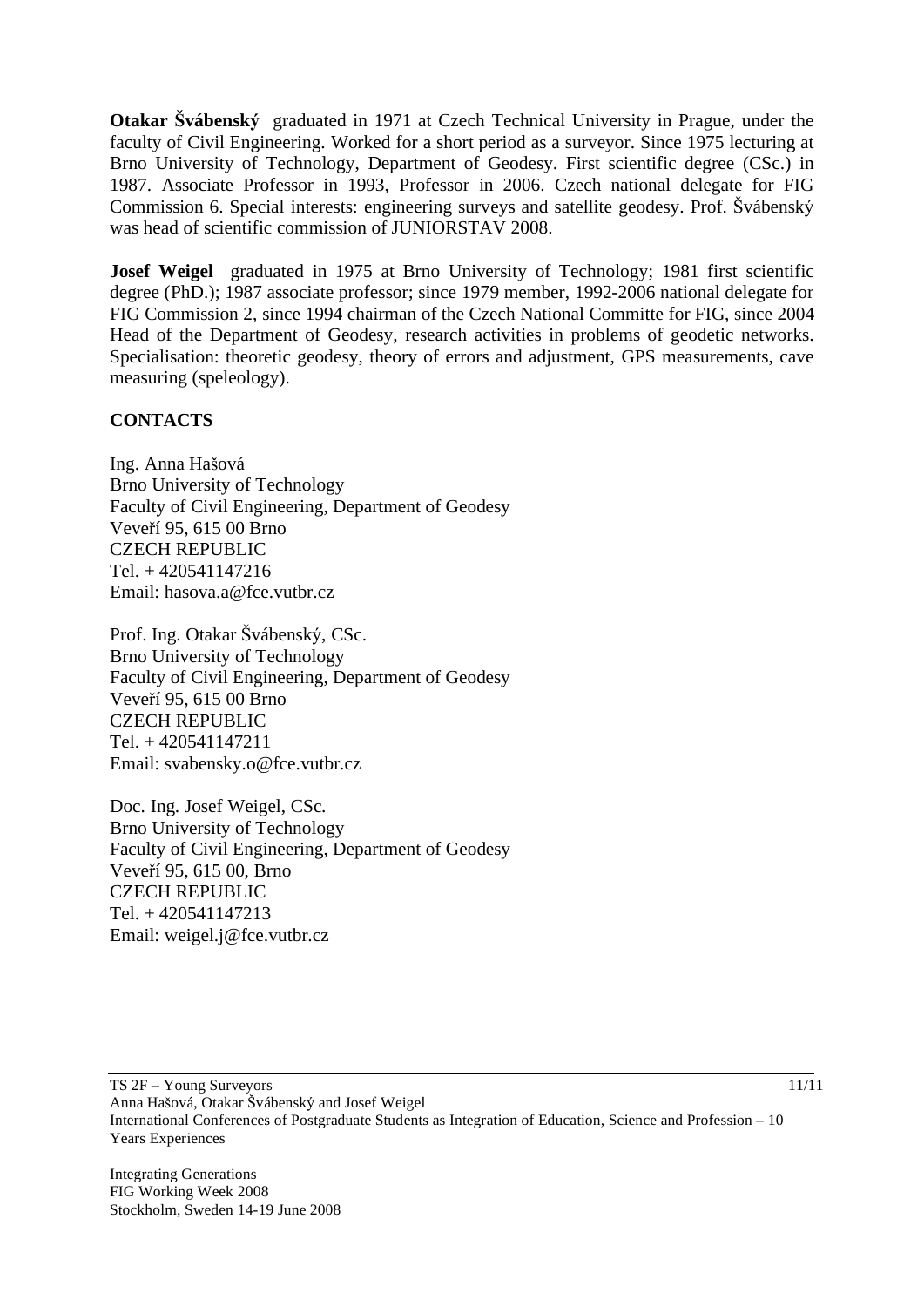**Otakar Švábenský** graduated in 1971 at Czech Technical University in Prague, under the faculty of Civil Engineering. Worked for a short period as a surveyor. Since 1975 lecturing at Brno University of Technology, Department of Geodesy. First scientific degree (CSc.) in 1987. Associate Professor in 1993, Professor in 2006. Czech national delegate for FIG Commission 6. Special interests: engineering surveys and satellite geodesy. Prof. Švábenský was head of scientific commission of JUNIORSTAV 2008.

**Josef Weigel** graduated in 1975 at Brno University of Technology; 1981 first scientific degree (PhD.); 1987 associate professor; since 1979 member, 1992-2006 national delegate for FIG Commission 2, since 1994 chairman of the Czech National Committe for FIG, since 2004 Head of the Department of Geodesy, research activities in problems of geodetic networks. Specialisation: theoretic geodesy, theory of errors and adjustment, GPS measurements, cave measuring (speleology).

## CONTACTS

Ing. Anna Hašová
Brno University of Technology
Faculty of Civil Engineering, Department of Geodesy
Veveří 95, 615 00 Brno
CZECH REPUBLIC
Tel. + 420541147216
Email: hasova.a@fce.vutbr.cz

Prof. Ing. Otakar Švábenský, CSc.
Brno University of Technology
Faculty of Civil Engineering, Department of Geodesy
Veveří 95, 615 00 Brno
CZECH REPUBLIC
Tel. + 420541147211
Email: svabensky.o@fce.vutbr.cz

Doc. Ing. Josef Weigel, CSc.
Brno University of Technology
Faculty of Civil Engineering, Department of Geodesy
Veveří 95, 615 00, Brno
CZECH REPUBLIC
Tel. + 420541147213
Email: weigel.j@fce.vutbr.cz